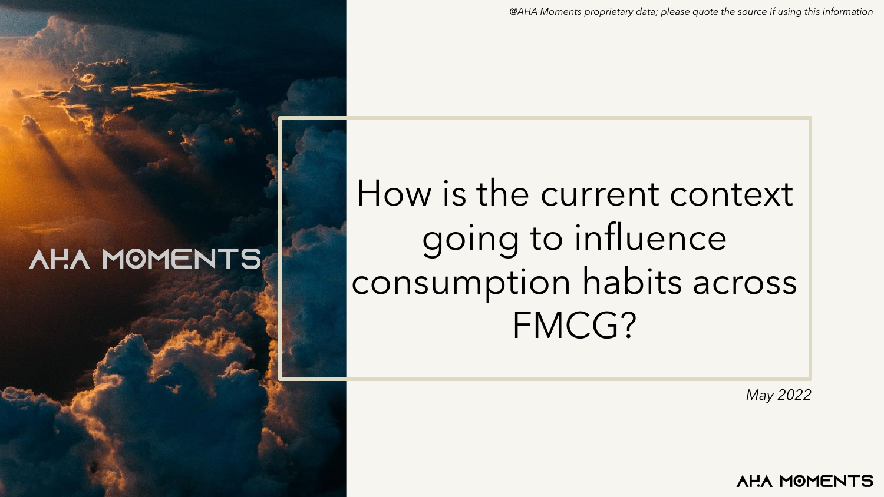*@AHA Moments proprietary data; please quote the source if using this information*

AHA MOMENTS

# How is the current context going to influence consumption habits across FMCG?

*May 2022*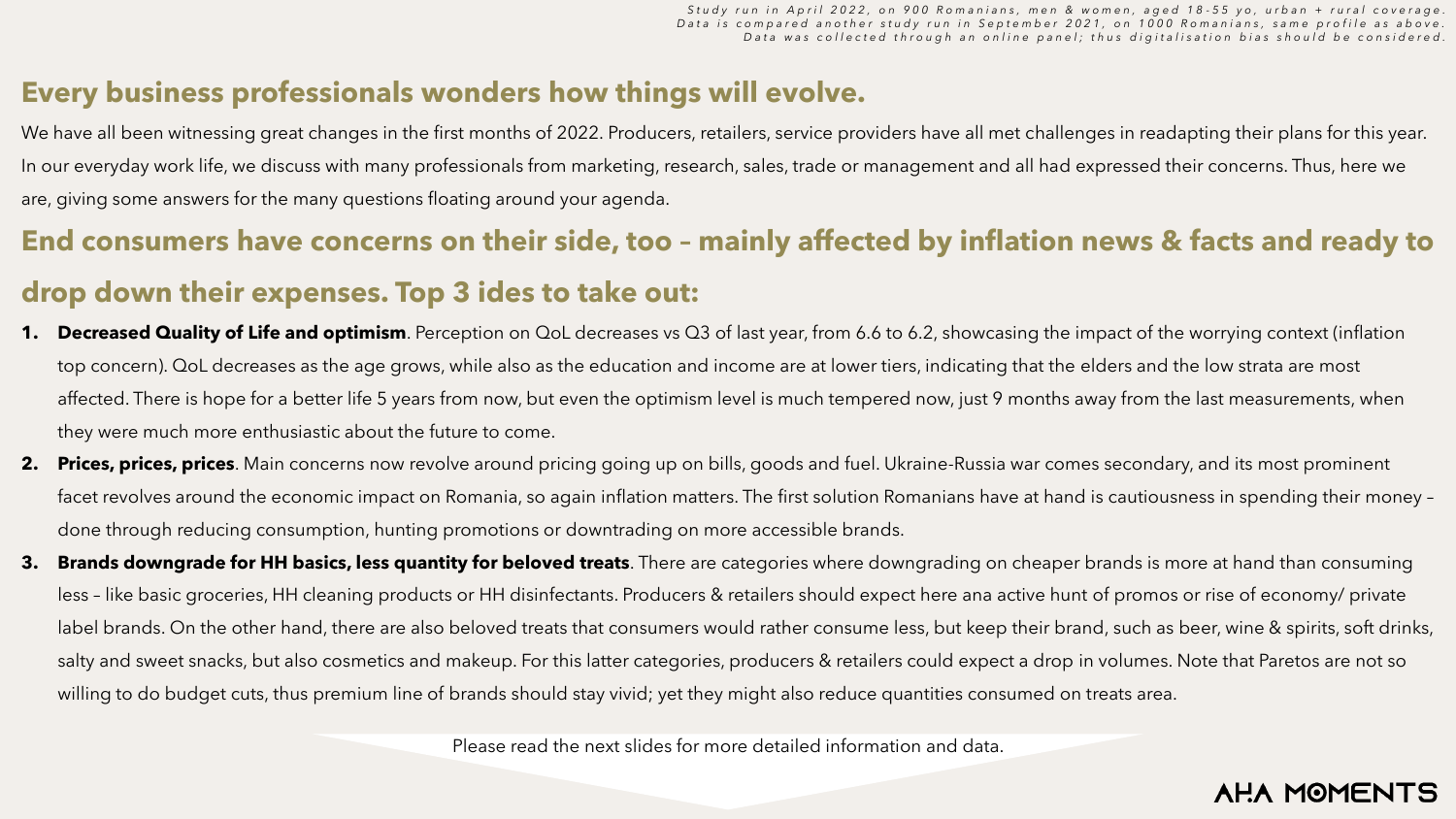*Study run in April 2022, on 900 Romanians, men & women, aged 18-55 yo, urban + rural coverage.*
*Data is compared another study run in September 2021, on 1000 Romanians, same profile as above.*
*Data was collected through an online panel; thus digitalisation bias should be considered.*

## Every business professionals wonders how things will evolve.

We have all been witnessing great changes in the first months of 2022. Producers, retailers, service providers have all met challenges in readapting their plans for this year. In our everyday work life, we discuss with many professionals from marketing, research, sales, trade or management and all had expressed their concerns. Thus, here we are, giving some answers for the many questions floating around your agenda.

## End consumers have concerns on their side, too – mainly affected by inflation news & facts and ready to drop down their expenses. Top 3 ides to take out:

1. **Decreased Quality of Life and optimism**. Perception on QoL decreases vs Q3 of last year, from 6.6 to 6.2, showcasing the impact of the worrying context (inflation top concern). QoL decreases as the age grows, while also as the education and income are at lower tiers, indicating that the elders and the low strata are most affected. There is hope for a better life 5 years from now, but even the optimism level is much tempered now, just 9 months away from the last measurements, when they were much more enthusiastic about the future to come.
2. **Prices, prices, prices**. Main concerns now revolve around pricing going up on bills, goods and fuel. Ukraine-Russia war comes secondary, and its most prominent facet revolves around the economic impact on Romania, so again inflation matters. The first solution Romanians have at hand is cautiousness in spending their money – done through reducing consumption, hunting promotions or downtrading on more accessible brands.
3. **Brands downgrade for HH basics, less quantity for beloved treats**. There are categories where downgrading on cheaper brands is more at hand than consuming less – like basic groceries, HH cleaning products or HH disinfectants. Producers & retailers should expect here ana active hunt of promos or rise of economy/ private label brands. On the other hand, there are also beloved treats that consumers would rather consume less, but keep their brand, such as beer, wine & spirits, soft drinks, salty and sweet snacks, but also cosmetics and makeup. For this latter categories, producers & retailers could expect a drop in volumes. Note that Paretos are not so willing to do budget cuts, thus premium line of brands should stay vivid; yet they might also reduce quantities consumed on treats area.

Please read the next slides for more detailed information and data.

AHA MOMENTS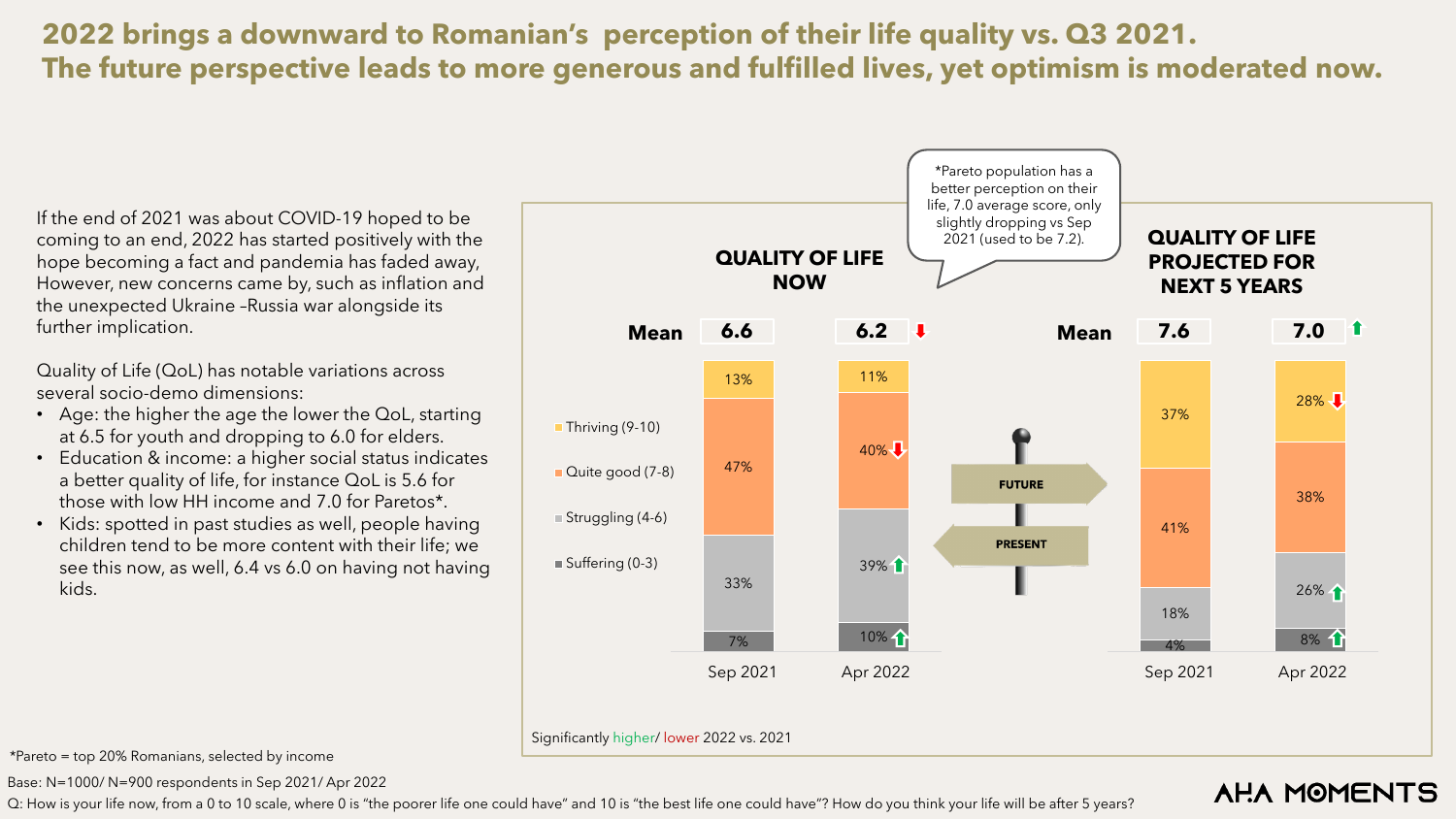# 2022 brings a downward to Romanian's perception of their life quality vs. Q3 2021. The future perspective leads to more generous and fulfilled lives, yet optimism is moderated now.

If the end of 2021 was about COVID-19 hoped to be coming to an end, 2022 has started positively with the hope becoming a fact and pandemia has faded away, However, new concerns came by, such as inflation and the unexpected Ukraine –Russia war alongside its further implication.

Quality of Life (QoL) has notable variations across several socio-demo dimensions:

- Age: the higher the age the lower the QoL, starting at 6.5 for youth and dropping to 6.0 for elders.
- Education & income: a higher social status indicates a better quality of life, for instance QoL is 5.6 for those with low HH income and 7.0 for Paretos*.
- Kids: spotted in past studies as well, people having children tend to be more content with their life; we see this now, as well, 6.4 vs 6.0 on having not having kids.

*Pareto population has a better perception on their life, 7.0 average score, only slightly dropping vs Sep 2021 (used to be 7.2).

### QUALITY OF LIFE NOW

| | Sep 2021 | Apr 2022 |
|---|---|---|
| Mean | 6.6 | 6.2 ↓ |
| Thriving (9-10) | 13% | 11% |
| Quite good (7-8) | 47% | 40% ↓ |
| Struggling (4-6) | 33% | 39% ↑ |
| Suffering (0-3) | 7% | 10% ↑ |

### QUALITY OF LIFE PROJECTED FOR NEXT 5 YEARS

| | Sep 2021 | Apr 2022 |
|---|---|---|
| Mean | 7.6 | 7.0 ↑ |
| Thriving (9-10) | 37% | 28% ↓ |
| Quite good (7-8) | 41% | 38% |
| Struggling (4-6) | 18% | 26% ↑ |
| Suffering (0-3) | 4% | 8% ↑ |

FUTURE / PRESENT

Significantly higher/ lower 2022 vs. 2021

*Pareto = top 20% Romanians, selected by income

Base: N=1000/ N=900 respondents in Sep 2021/ Apr 2022

Q: How is your life now, from a 0 to 10 scale, where 0 is "the poorer life one could have" and 10 is "the best life one could have"? How do you think your life will be after 5 years?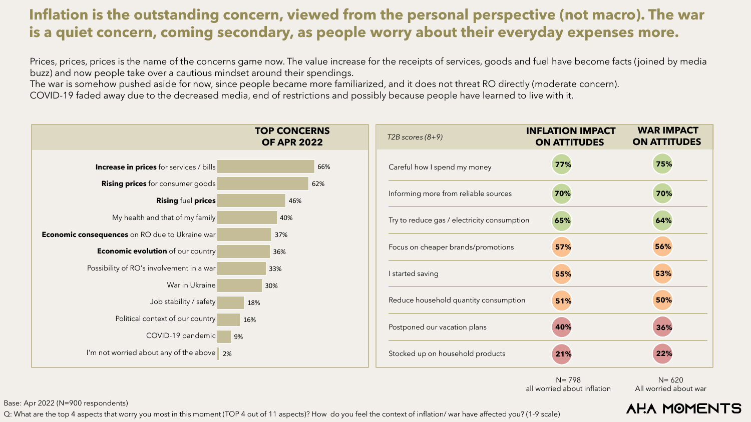# Inflation is the outstanding concern, viewed from the personal perspective (not macro). The war is a quiet concern, coming secondary, as people worry about their everyday expenses more.

Prices, prices, prices is the name of the concerns game now. The value increase for the receipts of services, goods and fuel have become facts (joined by media buzz) and now people take over a cautious mindset around their spendings.
The war is somehow pushed aside for now, since people became more familiarized, and it does not threat RO directly (moderate concern).
COVID-19 faded away due to the decreased media, end of restrictions and possibly because people have learned to live with it.

| TOP CONCERNS OF APR 2022 | |
|---|---|
| **Increase in prices** for services / bills | 66% |
| **Rising prices** for consumer goods | 62% |
| **Rising** fuel **prices** | 46% |
| My health and that of my family | 40% |
| **Economic consequences** on RO due to Ukraine war | 37% |
| **Economic evolution** of our country | 36% |
| Possibility of RO's involvement in a war | 33% |
| War in Ukraine | 30% |
| Job stability / safety | 18% |
| Political context of our country | 16% |
| COVID-19 pandemic | 9% |
| I'm not worried about any of the above | 2% |

| *T2B scores (8+9)* | INFLATION IMPACT ON ATTITUDES | WAR IMPACT ON ATTITUDES |
|---|---|---|
| Careful how I spend my money | 77% | 75% |
| Informing more from reliable sources | 70% | 70% |
| Try to reduce gas / electricity consumption | 65% | 64% |
| Focus on cheaper brands/promotions | 57% | 56% |
| I started saving | 55% | 53% |
| Reduce household quantity consumption | 51% | 50% |
| Postponed our vacation plans | 40% | 36% |
| Stocked up on household products | 21% | 22% |
| | N= 798 all worried about inflation | N= 620 All worried about war |

Base: Apr 2022 (N=900 respondents)

Q: What are the top 4 aspects that worry you most in this moment (TOP 4 out of 11 aspects)? How do you feel the context of inflation/ war have affected you? (1-9 scale)

AHA MOMENTS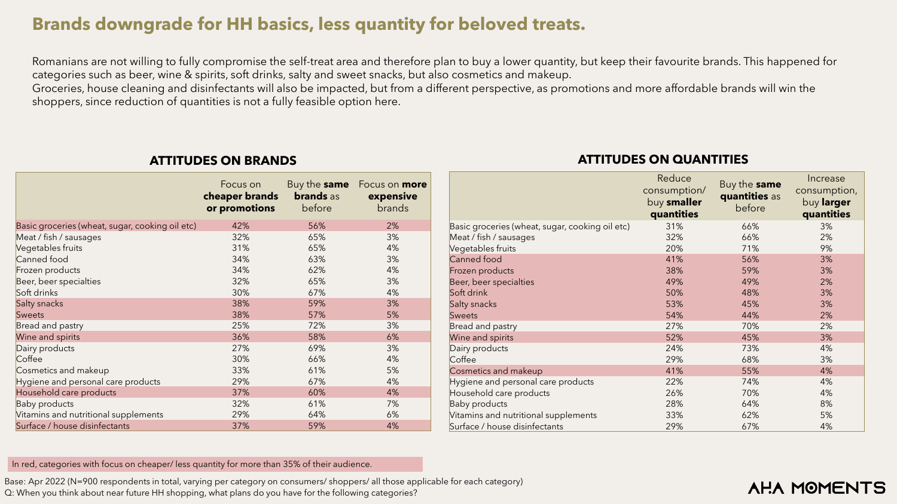# Brands downgrade for HH basics, less quantity for beloved treats.

Romanians are not willing to fully compromise the self-treat area and therefore plan to buy a lower quantity, but keep their favourite brands. This happened for categories such as beer, wine & spirits, soft drinks, salty and sweet snacks, but also cosmetics and makeup.
Groceries, house cleaning and disinfectants will also be impacted, but from a different perspective, as promotions and more affordable brands will win the shoppers, since reduction of quantities is not a fully feasible option here.

## ATTITUDES ON BRANDS

| | Focus on **cheaper brands or promotions** | Buy the **same brands** as before | Focus on **more expensive** brands |
|---|---|---|---|
| Basic groceries (wheat, sugar, cooking oil etc) | 42% | 56% | 2% |
| Meat / fish / sausages | 32% | 65% | 3% |
| Vegetables fruits | 31% | 65% | 4% |
| Canned food | 34% | 63% | 3% |
| Frozen products | 34% | 62% | 4% |
| Beer, beer specialties | 32% | 65% | 3% |
| Soft drinks | 30% | 67% | 4% |
| Salty snacks | 38% | 59% | 3% |
| Sweets | 38% | 57% | 5% |
| Bread and pastry | 25% | 72% | 3% |
| Wine and spirits | 36% | 58% | 6% |
| Dairy products | 27% | 69% | 3% |
| Coffee | 30% | 66% | 4% |
| Cosmetics and makeup | 33% | 61% | 5% |
| Hygiene and personal care products | 29% | 67% | 4% |
| Household care products | 37% | 60% | 4% |
| Baby products | 32% | 61% | 7% |
| Vitamins and nutritional supplements | 29% | 64% | 6% |
| Surface / house disinfectants | 37% | 59% | 4% |

## ATTITUDES ON QUANTITIES

| | Reduce consumption/ buy **smaller quantities** | Buy the **same quantities** as before | Increase consumption, buy **larger quantities** |
|---|---|---|---|
| Basic groceries (wheat, sugar, cooking oil etc) | 31% | 66% | 3% |
| Meat / fish / sausages | 32% | 66% | 2% |
| Vegetables fruits | 20% | 71% | 9% |
| Canned food | 41% | 56% | 3% |
| Frozen products | 38% | 59% | 3% |
| Beer, beer specialties | 49% | 49% | 2% |
| Soft drink | 50% | 48% | 3% |
| Salty snacks | 53% | 45% | 3% |
| Sweets | 54% | 44% | 2% |
| Bread and pastry | 27% | 70% | 2% |
| Wine and spirits | 52% | 45% | 3% |
| Dairy products | 24% | 73% | 4% |
| Coffee | 29% | 68% | 3% |
| Cosmetics and makeup | 41% | 55% | 4% |
| Hygiene and personal care products | 22% | 74% | 4% |
| Household care products | 26% | 70% | 4% |
| Baby products | 28% | 64% | 8% |
| Vitamins and nutritional supplements | 33% | 62% | 5% |
| Surface / house disinfectants | 29% | 67% | 4% |

In red, categories with focus on cheaper/ less quantity for more than 35% of their audience.

Base: Apr 2022 (N=900 respondents in total, varying per category on consumers/ shoppers/ all those applicable for each category)
Q: When you think about near future HH shopping, what plans do you have for the following categories?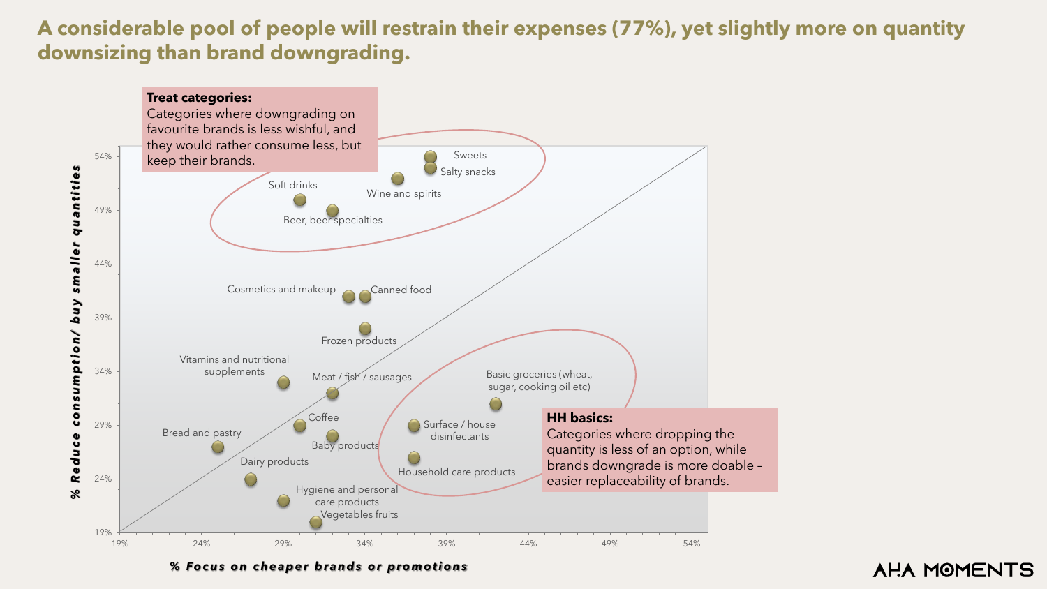# A considerable pool of people will restrain their expenses (77%), yet slightly more on quantity downsizing than brand downgrading.

**Treat categories:**
Categories where downgrading on favourite brands is less wishful, and they would rather consume less, but keep their brands.

**HH basics:**
Categories where dropping the quantity is less of an option, while brands downgrade is more doable – easier replaceability of brands.

*% Reduce consumption/ buy smaller quantities*

*% Focus on cheaper brands or promotions*

| Category | % Focus on cheaper brands or promotions | % Reduce consumption/ buy smaller quantities |
|---|---|---|
| Sweets | 38% | 54% |
| Salty snacks | 38% | 53% |
| Wine and spirits | 36% | 52% |
| Soft drinks | 30% | 50% |
| Beer, beer specialties | 32% | 49% |
| Cosmetics and makeup | 33% | 41% |
| Canned food | 34% | 41% |
| Frozen products | 34% | 38% |
| Vitamins and nutritional supplements | 29% | 33% |
| Meat / fish / sausages | 32% | 32% |
| Basic groceries (wheat, sugar, cooking oil etc) | 42% | 31% |
| Coffee | 30% | 29% |
| Surface / house disinfectants | 37% | 29% |
| Baby products | 32% | 28% |
| Bread and pastry | 25% | 27% |
| Household care products | 37% | 26% |
| Dairy products | 27% | 24% |
| Hygiene and personal care products | 29% | 22% |
| Vegetables fruits | 31% | 20% |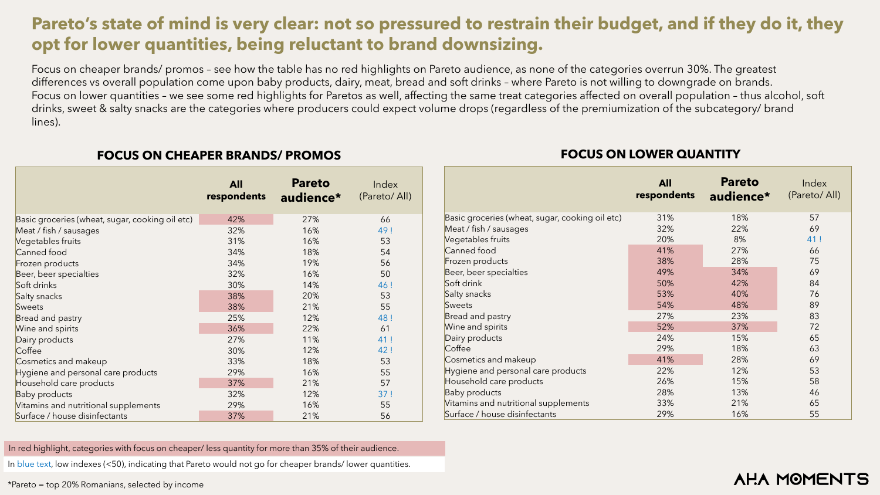# Pareto's state of mind is very clear: not so pressured to restrain their budget, and if they do it, they opt for lower quantities, being reluctant to brand downsizing.

Focus on cheaper brands/ promos – see how the table has no red highlights on Pareto audience, as none of the categories overrun 30%. The greatest differences vs overall population come upon baby products, dairy, meat, bread and soft drinks – where Pareto is not willing to downgrade on brands.
Focus on lower quantities – we see some red highlights for Paretos as well, affecting the same treat categories affected on overall population – thus alcohol, soft drinks, sweet & salty snacks are the categories where producers could expect volume drops (regardless of the premiumization of the subcategory/ brand lines).

### FOCUS ON CHEAPER BRANDS/ PROMOS

| | All respondents | Pareto audience* | Index (Pareto/ All) |
|---|---|---|---|
| Basic groceries (wheat, sugar, cooking oil etc) | 42% | 27% | 66 |
| Meat / fish / sausages | 32% | 16% | 49 ! |
| Vegetables fruits | 31% | 16% | 53 |
| Canned food | 34% | 18% | 54 |
| Frozen products | 34% | 19% | 56 |
| Beer, beer specialties | 32% | 16% | 50 |
| Soft drinks | 30% | 14% | 46 ! |
| Salty snacks | 38% | 20% | 53 |
| Sweets | 38% | 21% | 55 |
| Bread and pastry | 25% | 12% | 48 ! |
| Wine and spirits | 36% | 22% | 61 |
| Dairy products | 27% | 11% | 41 ! |
| Coffee | 30% | 12% | 42 ! |
| Cosmetics and makeup | 33% | 18% | 53 |
| Hygiene and personal care products | 29% | 16% | 55 |
| Household care products | 37% | 21% | 57 |
| Baby products | 32% | 12% | 37 ! |
| Vitamins and nutritional supplements | 29% | 16% | 55 |
| Surface / house disinfectants | 37% | 21% | 56 |

### FOCUS ON LOWER QUANTITY

| | All respondents | Pareto audience* | Index (Pareto/ All) |
|---|---|---|---|
| Basic groceries (wheat, sugar, cooking oil etc) | 31% | 18% | 57 |
| Meat / fish / sausages | 32% | 22% | 69 |
| Vegetables fruits | 20% | 8% | 41 ! |
| Canned food | 41% | 27% | 66 |
| Frozen products | 38% | 28% | 75 |
| Beer, beer specialties | 49% | 34% | 69 |
| Soft drink | 50% | 42% | 84 |
| Salty snacks | 53% | 40% | 76 |
| Sweets | 54% | 48% | 89 |
| Bread and pastry | 27% | 23% | 83 |
| Wine and spirits | 52% | 37% | 72 |
| Dairy products | 24% | 15% | 65 |
| Coffee | 29% | 18% | 63 |
| Cosmetics and makeup | 41% | 28% | 69 |
| Hygiene and personal care products | 22% | 12% | 53 |
| Household care products | 26% | 15% | 58 |
| Baby products | 28% | 13% | 46 |
| Vitamins and nutritional supplements | 33% | 21% | 65 |
| Surface / house disinfectants | 29% | 16% | 55 |

In red highlight, categories with focus on cheaper/ less quantity for more than 35% of their audience.

In blue text, low indexes (<50), indicating that Pareto would not go for cheaper brands/ lower quantities.

*Pareto = top 20% Romanians, selected by income

AHA MOMENTS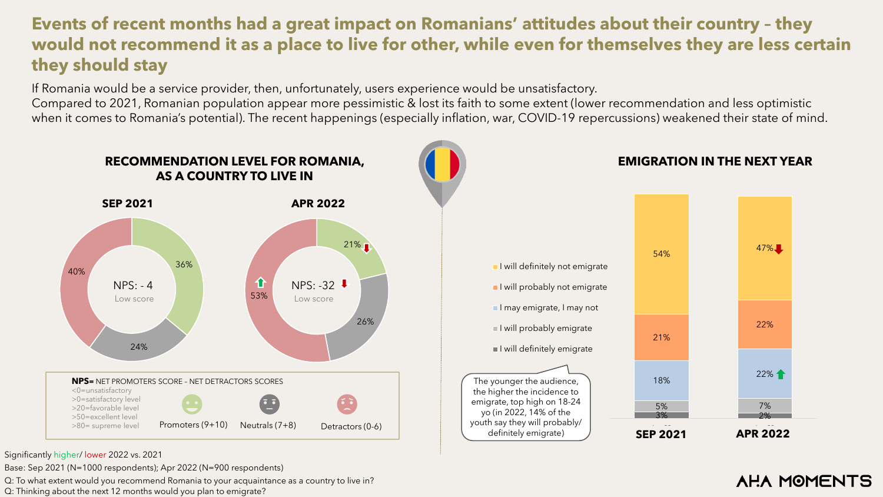# Events of recent months had a great impact on Romanians' attitudes about their country – they would not recommend it as a place to live for other, while even for themselves they are less certain they should stay

If Romania would be a service provider, then, unfortunately, users experience would be unsatisfactory.
Compared to 2021, Romanian population appear more pessimistic & lost its faith to some extent (lower recommendation and less optimistic when it comes to Romania's potential). The recent happenings (especially inflation, war, COVID-19 repercussions) weakened their state of mind.

## RECOMMENDATION LEVEL FOR ROMANIA, AS A COUNTRY TO LIVE IN

| | SEP 2021 | APR 2022 |
|---|---|---|
| Promoters (9+10) | 36% | 21% ↓ |
| Neutrals (7+8) | 24% | 26% |
| Detractors (0-6) | 40% | 53% ↑ |
| NPS | -4 (Low score) | -32 ↓ (Low score) |

**NPS**= NET PROMOTERS SCORE – NET DETRACTORS SCORES
- <0=unsatisfactory
- >0=satisfactory level
- >20=favorable level
- >50=excellent level
- >80= supreme level

## EMIGRATION IN THE NEXT YEAR

| | SEP 2021 | APR 2022 |
|---|---|---|
| I will definitely not emigrate | 54% | 47% ↓ |
| I will probably not emigrate | 21% | 22% |
| I may emigrate, I may not | 18% | 22% ↑ |
| I will probably emigrate | 5% | 7% |
| I will definitely emigrate | 3% | 2% |

The younger the audience, the higher the incidence to emigrate, top high on 18-24 yo (in 2022, 14% of the youth say they will probably/ definitely emigrate)

Significantly higher/ lower 2022 vs. 2021
Base: Sep 2021 (N=1000 respondents); Apr 2022 (N=900 respondents)
Q: To what extent would you recommend Romania to your acquaintance as a country to live in?
Q: Thinking about the next 12 months would you plan to emigrate?

AHA MOMENTS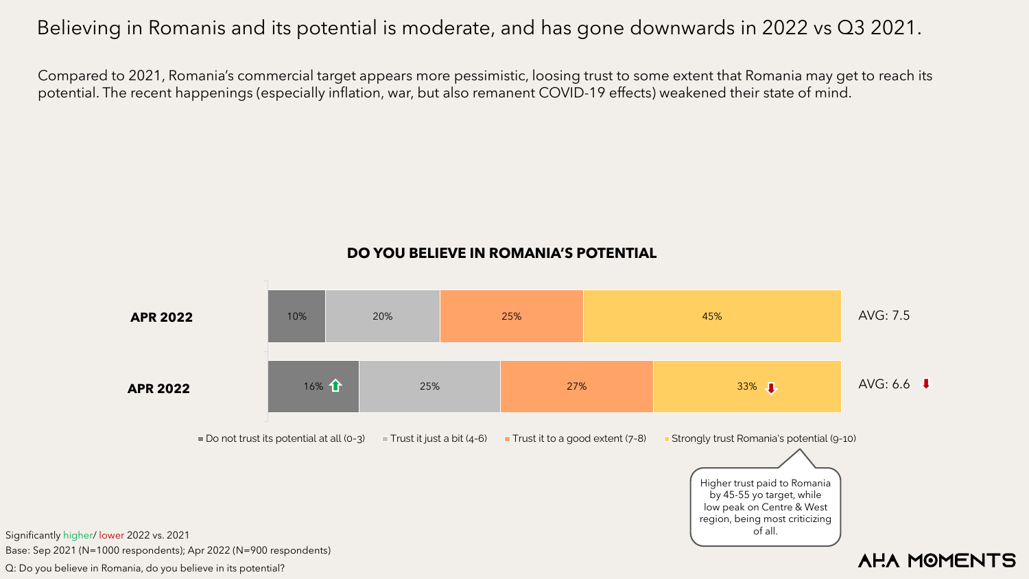# Believing in Romanis and its potential is moderate, and has gone downwards in 2022 vs Q3 2021.

Compared to 2021, Romania's commercial target appears more pessimistic, loosing trust to some extent that Romania may get to reach its potential. The recent happenings (especially inflation, war, but also remanent COVID-19 effects) weakened their state of mind.

## DO YOU BELIEVE IN ROMANIA'S POTENTIAL

| | Do not trust its potential at all (0-3) | Trust it just a bit (4-6) | Trust it to a good extent (7-8) | Strongly trust Romania's potential (9-10) | |
|---|---|---|---|---|---|
| **APR 2022** | 10% | 20% | 25% | 45% | AVG: 7.5 |
| **APR 2022** | 16% ↑ | 25% | 27% | 33% ↓ | AVG: 6.6 ↓ |

Higher trust paid to Romania by 45-55 yo target, while low peak on Centre & West region, being most criticizing of all.

Significantly higher/ lower 2022 vs. 2021

Base: Sep 2021 (N=1000 respondents); Apr 2022 (N=900 respondents)

Q: Do you believe in Romania, do you believe in its potential?

AHA MOMENTS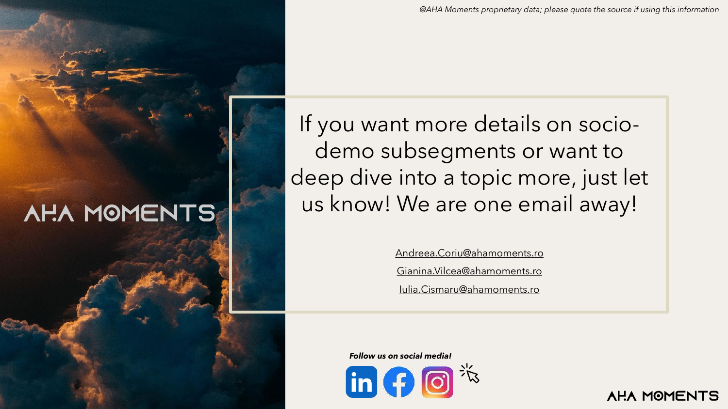@AHA Moments proprietary data; please quote the source if using this information

AHA MOMENTS

If you want more details on socio-demo subsegments or want to deep dive into a topic more, just let us know! We are one email away!

Andreea.Coriu@ahamoments.ro

Gianina.Vilcea@ahamoments.ro

Iulia.Cismaru@ahamoments.ro

***Follow us on social media!***

AHA MOMENTS